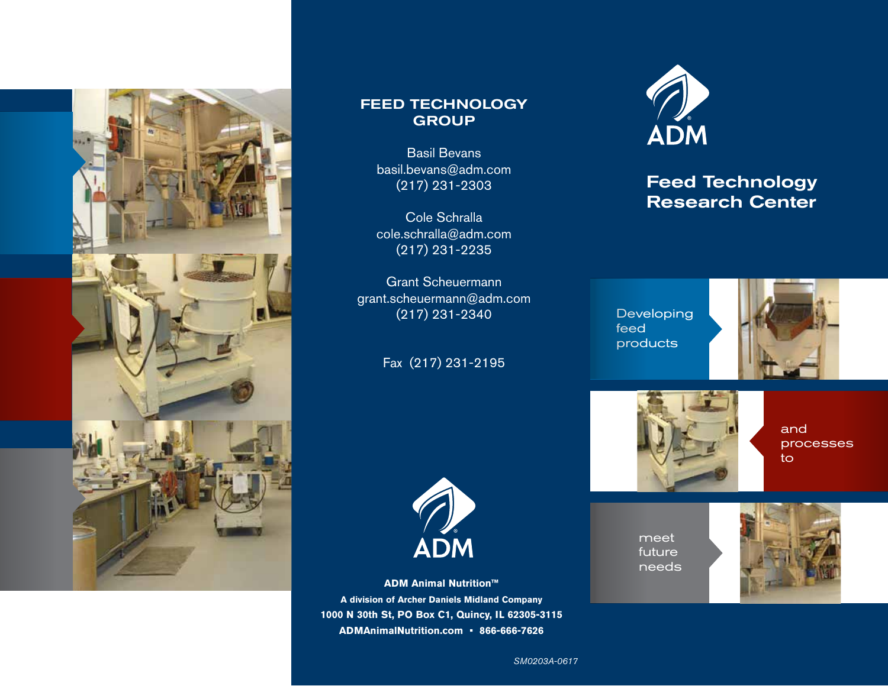## FEED TECHNOLOGY GROUP

Basil Bevans
basil.bevans@adm.com
(217) 231-2303

Cole Schralla
cole.schralla@adm.com
(217) 231-2235

Grant Scheuermann
grant.scheuermann@adm.com
(217) 231-2340

Fax (217) 231-2195

ADM

**ADM Animal Nutrition™**
**A division of Archer Daniels Midland Company**
**1000 N 30th St, PO Box C1, Quincy, IL 62305-3115**
**ADMAnimalNutrition.com • 866-666-7626**

*SM0203A-0617*

ADM

# Feed Technology Research Center

Developing feed products

and processes to

meet future needs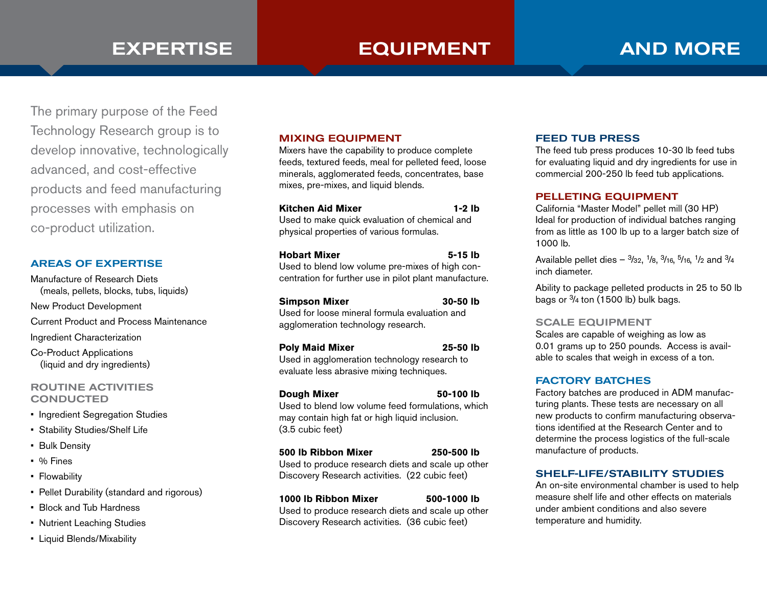# EXPERTISE

# EQUIPMENT

# AND MORE

The primary purpose of the Feed Technology Research group is to develop innovative, technologically advanced, and cost-effective products and feed manufacturing processes with emphasis on co-product utilization.

## AREAS OF EXPERTISE

Manufacture of Research Diets
(meals, pellets, blocks, tubs, liquids)

New Product Development

Current Product and Process Maintenance

Ingredient Characterization

Co-Product Applications
(liquid and dry ingredients)

## ROUTINE ACTIVITIES CONDUCTED

- Ingredient Segregation Studies
- Stability Studies/Shelf Life
- Bulk Density
- % Fines
- Flowability
- Pellet Durability (standard and rigorous)
- Block and Tub Hardness
- Nutrient Leaching Studies
- Liquid Blends/Mixability

## MIXING EQUIPMENT

Mixers have the capability to produce complete feeds, textured feeds, meal for pelleted feed, loose minerals, agglomerated feeds, concentrates, base mixes, pre-mixes, and liquid blends.

**Kitchen Aid Mixer** **1-2 lb**
Used to make quick evaluation of chemical and physical properties of various formulas.

**Hobart Mixer** **5-15 lb**
Used to blend low volume pre-mixes of high concentration for further use in pilot plant manufacture.

**Simpson Mixer** **30-50 lb**
Used for loose mineral formula evaluation and agglomeration technology research.

**Poly Maid Mixer** **25-50 lb**
Used in agglomeration technology research to evaluate less abrasive mixing techniques.

**Dough Mixer** **50-100 lb**
Used to blend low volume feed formulations, which may contain high fat or high liquid inclusion. (3.5 cubic feet)

**500 lb Ribbon Mixer** **250-500 lb**
Used to produce research diets and scale up other Discovery Research activities. (22 cubic feet)

**1000 lb Ribbon Mixer** **500-1000 lb**
Used to produce research diets and scale up other Discovery Research activities. (36 cubic feet)

## FEED TUB PRESS

The feed tub press produces 10-30 lb feed tubs for evaluating liquid and dry ingredients for use in commercial 200-250 lb feed tub applications.

## PELLETING EQUIPMENT

California “Master Model” pellet mill (30 HP) Ideal for production of individual batches ranging from as little as 100 lb up to a larger batch size of 1000 lb.

Available pellet dies – 3/32, 1/8, 3/16, 5/16, 1/2 and 3/4 inch diameter.

Ability to package pelleted products in 25 to 50 lb bags or 3/4 ton (1500 lb) bulk bags.

## SCALE EQUIPMENT

Scales are capable of weighing as low as 0.01 grams up to 250 pounds. Access is available to scales that weigh in excess of a ton.

## FACTORY BATCHES

Factory batches are produced in ADM manufacturing plants. These tests are necessary on all new products to confirm manufacturing observations identified at the Research Center and to determine the process logistics of the full-scale manufacture of products.

## SHELF-LIFE/STABILITY STUDIES

An on-site environmental chamber is used to help measure shelf life and other effects on materials under ambient conditions and also severe temperature and humidity.